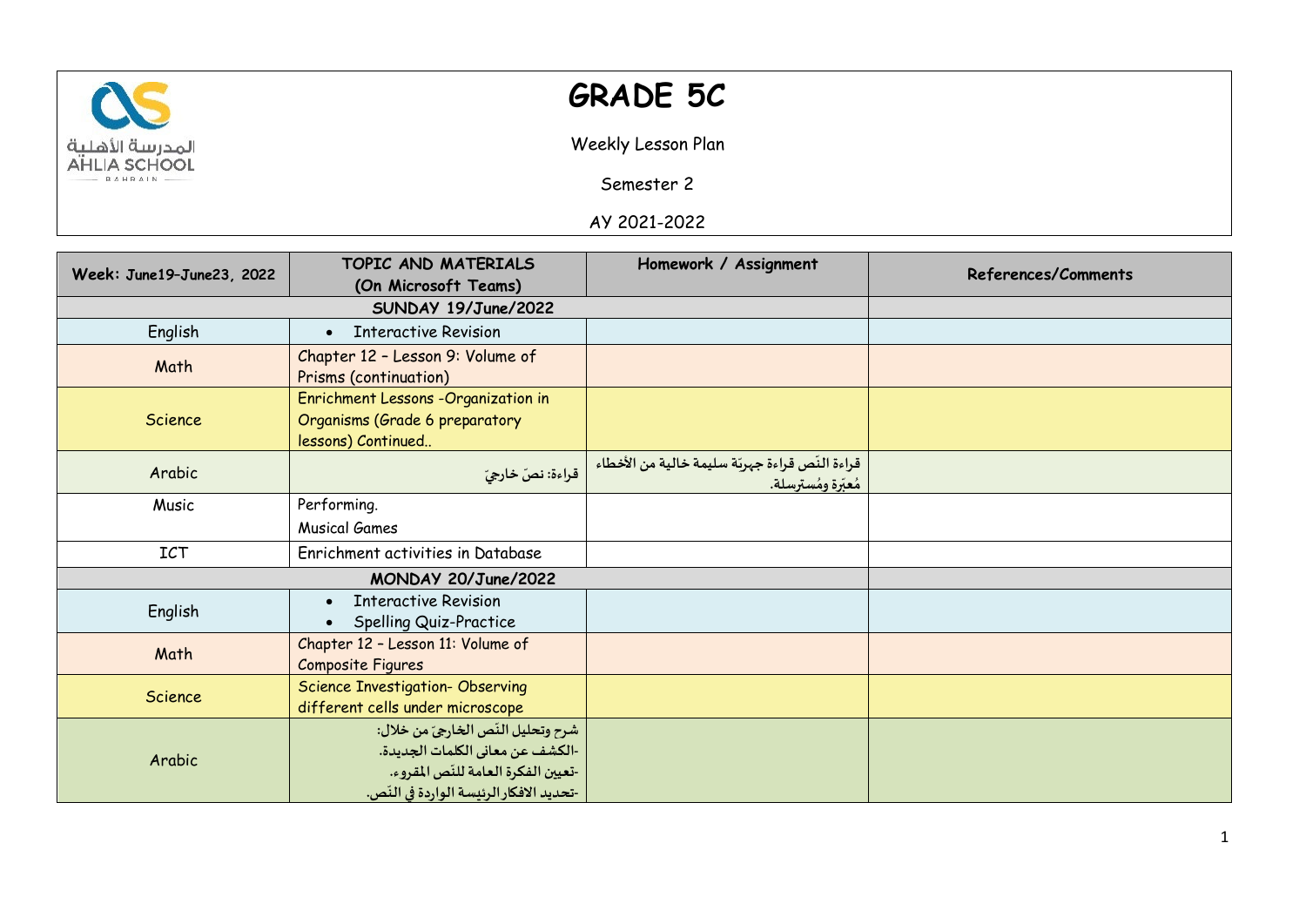# GRADE 5C

Weekly Lesson Plan

Semester 2

AY 2021-2022

| Week: June19–June23, 2022 | TOPIC AND MATERIALS (On Microsoft Teams) | Homework / Assignment | References/Comments |
|---|---|---|---|
| SUNDAY 19/June/2022 | | | |
| English | • Interactive Revision | | |
| Math | Chapter 12 – Lesson 9: Volume of Prisms (continuation) | | |
| Science | Enrichment Lessons -Organization in Organisms (Grade 6 preparatory lessons) Continued.. | | |
| Arabic | قراءة: نصّ خارجيّ | قراءة النّص قراءة جهريّة سليمة خالية من الأخطاء مُعبّرة ومُسترسلة. | |
| Music | Performing.<br>Musical Games | | |
| ICT | Enrichment activities in Database | | |
| MONDAY 20/June/2022 | | | |
| English | • Interactive Revision<br>• Spelling Quiz-Practice | | |
| Math | Chapter 12 – Lesson 11: Volume of Composite Figures | | |
| Science | Science Investigation- Observing different cells under microscope | | |
| Arabic | شرح وتحليل النّص الخارجيّ من خلال:<br>-الكشف عن معانى الكلمات الجديدة.<br>-تعيين الفكرة العامة للنّص المقروء.<br>-تحديد الافكار الرئيسة الواردة في النّص. | | |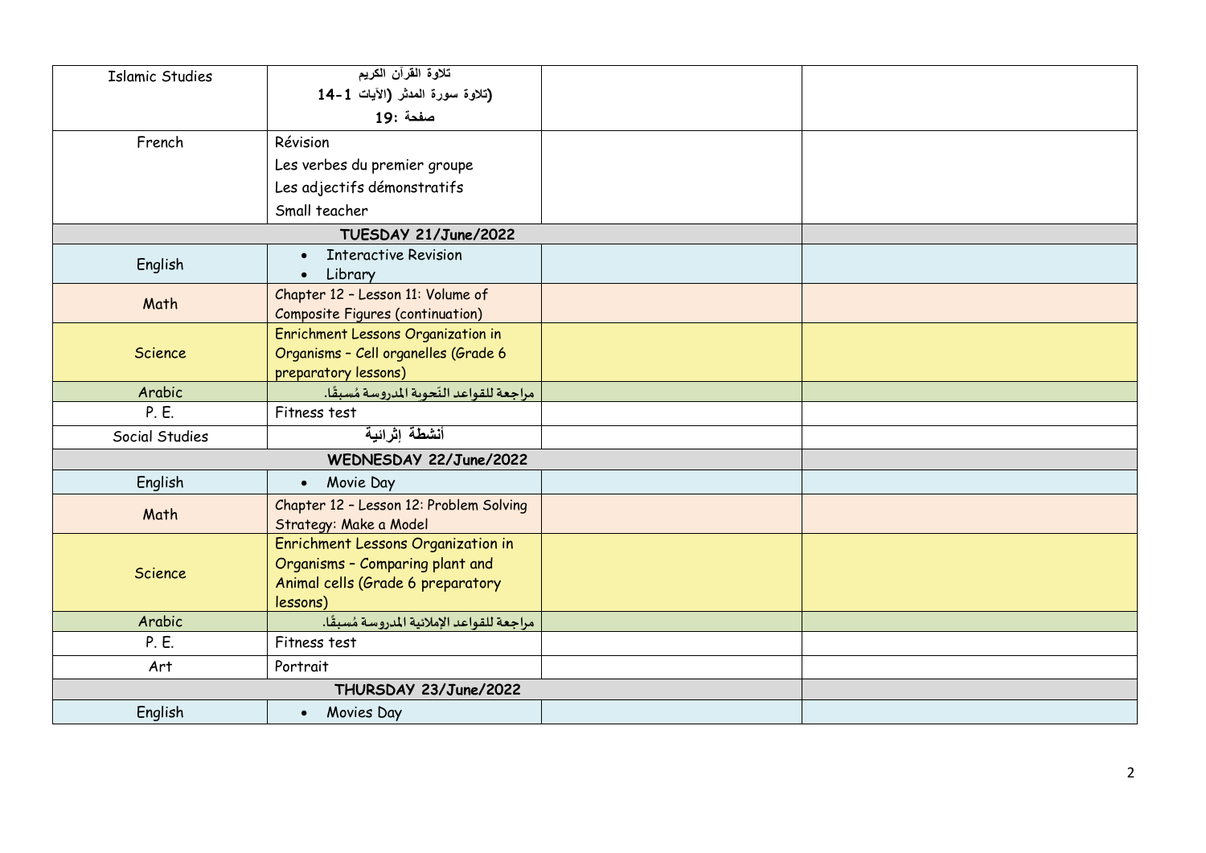| Islamic Studies | تلاوة القرآن الكريم<br>(تلاوة سورة المدثر (الآيات 1-14<br>صفحة :19 | | |
|---|---|---|---|
| French | Révision<br>Les verbes du premier groupe<br>Les adjectifs démonstratifs<br>Small teacher | | |
| **TUESDAY 21/June/2022** | | | |
| English | • Interactive Revision<br>• Library | | |
| Math | Chapter 12 – Lesson 11: Volume of Composite Figures (continuation) | | |
| Science | Enrichment Lessons Organization in Organisms – Cell organelles (Grade 6 preparatory lessons) | | |
| Arabic | مراجعة للقواعد النَّحوية المدروسة مُسبقًا. | | |
| P. E. | Fitness test | | |
| Social Studies | أنشطة إثرائية | | |
| **WEDNESDAY 22/June/2022** | | | |
| English | • Movie Day | | |
| Math | Chapter 12 – Lesson 12: Problem Solving Strategy: Make a Model | | |
| Science | Enrichment Lessons Organization in Organisms – Comparing plant and Animal cells (Grade 6 preparatory lessons) | | |
| Arabic | مراجعة للقواعد الإملائية المدروسة مُسبقًا. | | |
| P. E. | Fitness test | | |
| Art | Portrait | | |
| **THURSDAY 23/June/2022** | | | |
| English | • Movies Day | | |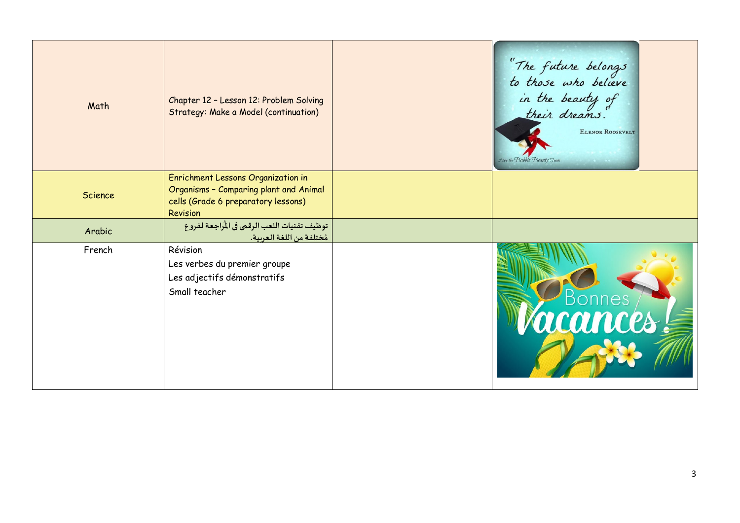| Math | Chapter 12 – Lesson 12: Problem Solving Strategy: Make a Model (continuation) | | |
|---|---|---|---|
| Science | Enrichment Lessons Organization in Organisms – Comparing plant and Animal cells (Grade 6 preparatory lessons) Revision | | |
| Arabic | توظيف تقنيات اللعب الرقمي في المُراجعة لفروع مُختلفة من اللغة العربية. | | |
| French | Révision<br>Les verbes du premier groupe<br>Les adjectifs démonstratifs<br>Small teacher | | |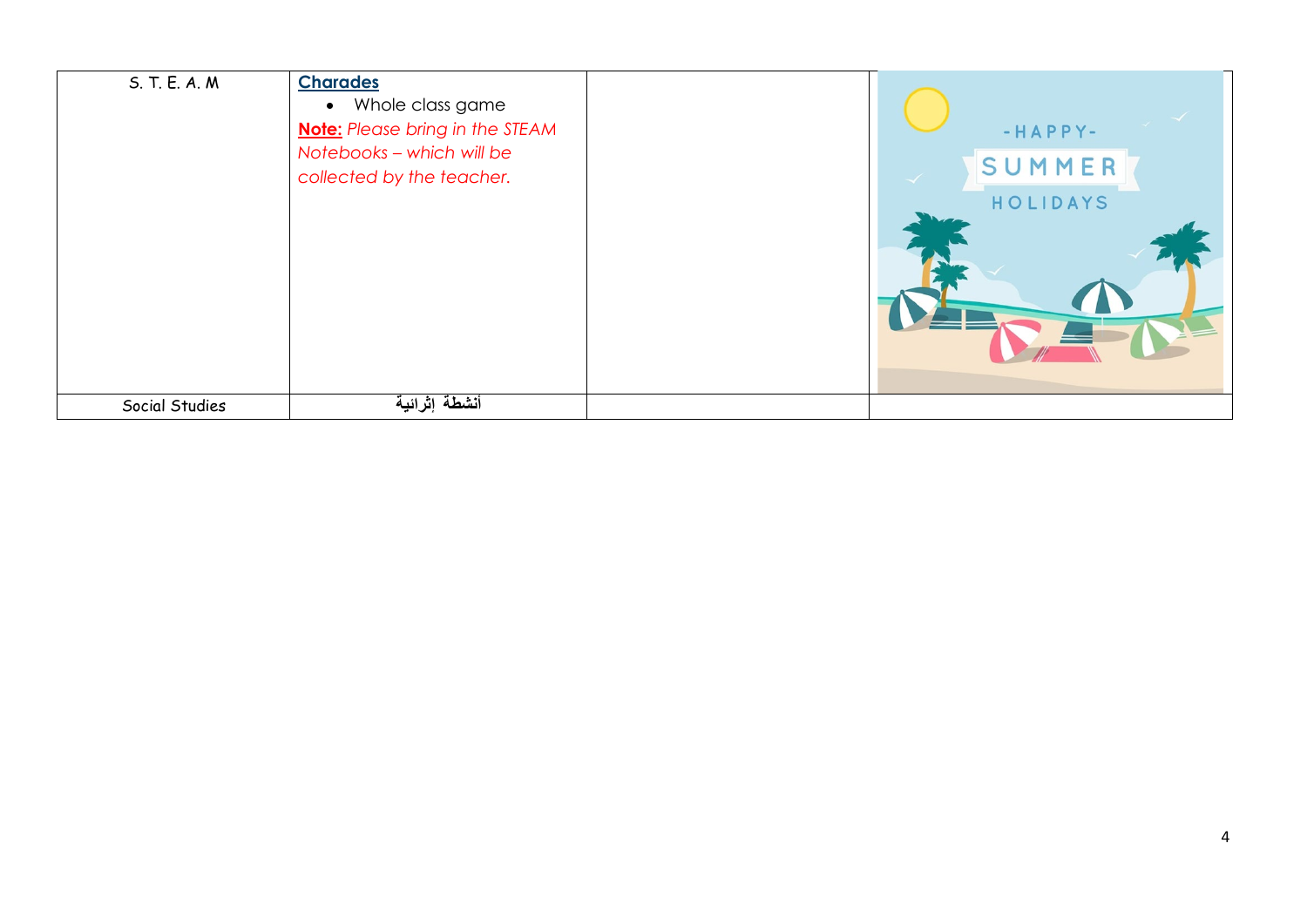| | | | |
|---|---|---|---|
| S. T. E. A. M | **Charades**<br>• Whole class game<br>**Note:** *Please bring in the STEAM Notebooks – which will be collected by the teacher.* | | -HAPPY-<br>SUMMER<br>HOLIDAYS |
| Social Studies | **أنشطة إثرائية** | | |